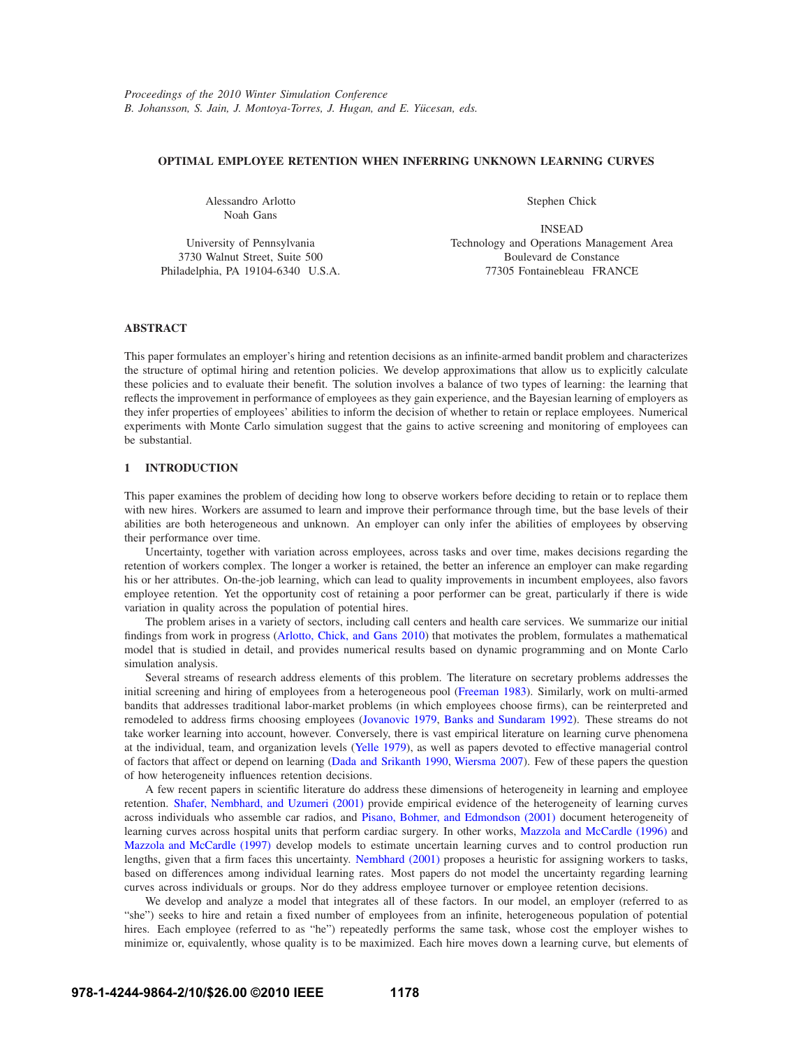Proceedings of the 2010 Winter Simulation Conference
B. Johansson, S. Jain, J. Montoya-Torres, J. Hugan, and E. Yücesan, eds.

# OPTIMAL EMPLOYEE RETENTION WHEN INFERRING UNKNOWN LEARNING CURVES

Alessandro Arlotto
Noah Gans

University of Pennsylvania
3730 Walnut Street, Suite 500
Philadelphia, PA 19104-6340 U.S.A.

Stephen Chick

INSEAD
Technology and Operations Management Area
Boulevard de Constance
77305 Fontainebleau FRANCE

## ABSTRACT

This paper formulates an employer's hiring and retention decisions as an infinite-armed bandit problem and characterizes the structure of optimal hiring and retention policies. We develop approximations that allow us to explicitly calculate these policies and to evaluate their benefit. The solution involves a balance of two types of learning: the learning that reflects the improvement in performance of employees as they gain experience, and the Bayesian learning of employers as they infer properties of employees' abilities to inform the decision of whether to retain or replace employees. Numerical experiments with Monte Carlo simulation suggest that the gains to active screening and monitoring of employees can be substantial.

## 1 INTRODUCTION

This paper examines the problem of deciding how long to observe workers before deciding to retain or to replace them with new hires. Workers are assumed to learn and improve their performance through time, but the base levels of their abilities are both heterogeneous and unknown. An employer can only infer the abilities of employees by observing their performance over time.

Uncertainty, together with variation across employees, across tasks and over time, makes decisions regarding the retention of workers complex. The longer a worker is retained, the better an inference an employer can make regarding his or her attributes. On-the-job learning, which can lead to quality improvements in incumbent employees, also favors employee retention. Yet the opportunity cost of retaining a poor performer can be great, particularly if there is wide variation in quality across the population of potential hires.

The problem arises in a variety of sectors, including call centers and health care services. We summarize our initial findings from work in progress (Arlotto, Chick, and Gans 2010) that motivates the problem, formulates a mathematical model that is studied in detail, and provides numerical results based on dynamic programming and on Monte Carlo simulation analysis.

Several streams of research address elements of this problem. The literature on secretary problems addresses the initial screening and hiring of employees from a heterogeneous pool (Freeman 1983). Similarly, work on multi-armed bandits that addresses traditional labor-market problems (in which employees choose firms), can be reinterpreted and remodeled to address firms choosing employees (Jovanovic 1979, Banks and Sundaram 1992). These streams do not take worker learning into account, however. Conversely, there is vast empirical literature on learning curve phenomena at the individual, team, and organization levels (Yelle 1979), as well as papers devoted to effective managerial control of factors that affect or depend on learning (Dada and Srikanth 1990, Wiersma 2007). Few of these papers the question of how heterogeneity influences retention decisions.

A few recent papers in scientific literature do address these dimensions of heterogeneity in learning and employee retention. Shafer, Nembhard, and Uzumeri (2001) provide empirical evidence of the heterogeneity of learning curves across individuals who assemble car radios, and Pisano, Bohmer, and Edmondson (2001) document heterogeneity of learning curves across hospital units that perform cardiac surgery. In other works, Mazzola and McCardle (1996) and Mazzola and McCardle (1997) develop models to estimate uncertain learning curves and to control production run lengths, given that a firm faces this uncertainty. Nembhard (2001) proposes a heuristic for assigning workers to tasks, based on differences among individual learning rates. Most papers do not model the uncertainty regarding learning curves across individuals or groups. Nor do they address employee turnover or employee retention decisions.

We develop and analyze a model that integrates all of these factors. In our model, an employer (referred to as "she") seeks to hire and retain a fixed number of employees from an infinite, heterogeneous population of potential hires. Each employee (referred to as "he") repeatedly performs the same task, whose cost the employer wishes to minimize or, equivalently, whose quality is to be maximized. Each hire moves down a learning curve, but elements of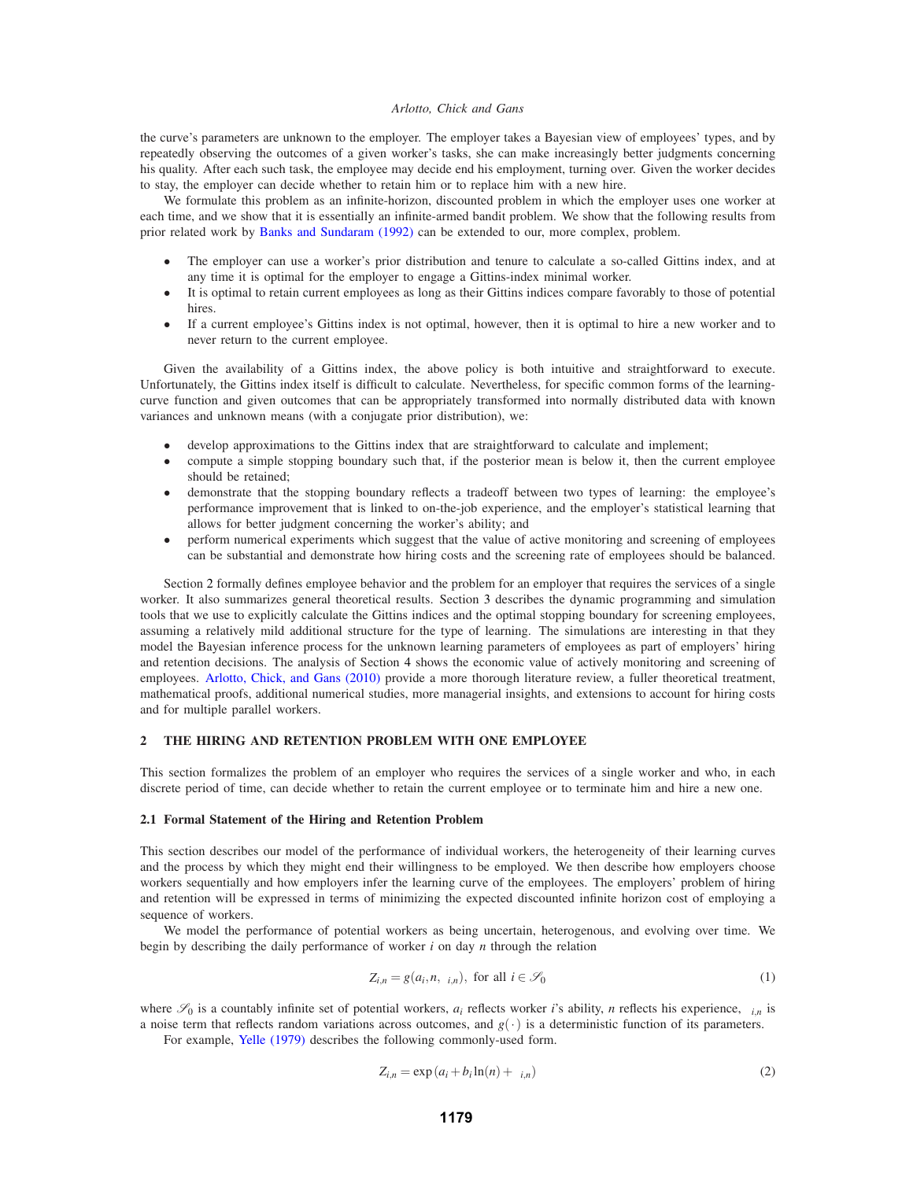the curve's parameters are unknown to the employer. The employer takes a Bayesian view of employees' types, and by repeatedly observing the outcomes of a given worker's tasks, she can make increasingly better judgments concerning his quality. After each such task, the employee may decide end his employment, turning over. Given the worker decides to stay, the employer can decide whether to retain him or to replace him with a new hire.

We formulate this problem as an infinite-horizon, discounted problem in which the employer uses one worker at each time, and we show that it is essentially an infinite-armed bandit problem. We show that the following results from prior related work by Banks and Sundaram (1992) can be extended to our, more complex, problem.

- The employer can use a worker's prior distribution and tenure to calculate a so-called Gittins index, and at any time it is optimal for the employer to engage a Gittins-index minimal worker.
- It is optimal to retain current employees as long as their Gittins indices compare favorably to those of potential hires.
- If a current employee's Gittins index is not optimal, however, then it is optimal to hire a new worker and to never return to the current employee.

Given the availability of a Gittins index, the above policy is both intuitive and straightforward to execute. Unfortunately, the Gittins index itself is difficult to calculate. Nevertheless, for specific common forms of the learning-curve function and given outcomes that can be appropriately transformed into normally distributed data with known variances and unknown means (with a conjugate prior distribution), we:

- develop approximations to the Gittins index that are straightforward to calculate and implement;
- compute a simple stopping boundary such that, if the posterior mean is below it, then the current employee should be retained;
- demonstrate that the stopping boundary reflects a tradeoff between two types of learning: the employee's performance improvement that is linked to on-the-job experience, and the employer's statistical learning that allows for better judgment concerning the worker's ability; and
- perform numerical experiments which suggest that the value of active monitoring and screening of employees can be substantial and demonstrate how hiring costs and the screening rate of employees should be balanced.

Section 2 formally defines employee behavior and the problem for an employer that requires the services of a single worker. It also summarizes general theoretical results. Section 3 describes the dynamic programming and simulation tools that we use to explicitly calculate the Gittins indices and the optimal stopping boundary for screening employees, assuming a relatively mild additional structure for the type of learning. The simulations are interesting in that they model the Bayesian inference process for the unknown learning parameters of employees as part of employers' hiring and retention decisions. The analysis of Section 4 shows the economic value of actively monitoring and screening of employees. Arlotto, Chick, and Gans (2010) provide a more thorough literature review, a fuller theoretical treatment, mathematical proofs, additional numerical studies, more managerial insights, and extensions to account for hiring costs and for multiple parallel workers.

## 2 THE HIRING AND RETENTION PROBLEM WITH ONE EMPLOYEE

This section formalizes the problem of an employer who requires the services of a single worker and who, in each discrete period of time, can decide whether to retain the current employee or to terminate him and hire a new one.

### 2.1 Formal Statement of the Hiring and Retention Problem

This section describes our model of the performance of individual workers, the heterogeneity of their learning curves and the process by which they might end their willingness to be employed. We then describe how employers choose workers sequentially and how employers infer the learning curve of the employees. The employers' problem of hiring and retention will be expressed in terms of minimizing the expected discounted infinite horizon cost of employing a sequence of workers.

We model the performance of potential workers as being uncertain, heterogenous, and evolving over time. We begin by describing the daily performance of worker $i$ on day $n$ through the relation

$$Z_{i,n} = g(a_i, n, \varepsilon_{i,n}), \text{ for all } i \in \mathscr{S}_0 \tag{1}$$

where $\mathscr{S}_0$ is a countably infinite set of potential workers, $a_i$ reflects worker $i$'s ability, $n$ reflects his experience, $\varepsilon_{i,n}$ is a noise term that reflects random variations across outcomes, and $g(\cdot)$ is a deterministic function of its parameters.

For example, Yelle (1979) describes the following commonly-used form.

$$Z_{i,n} = \exp\left(a_i + b_i \ln(n) + \varepsilon_{i,n}\right) \tag{2}$$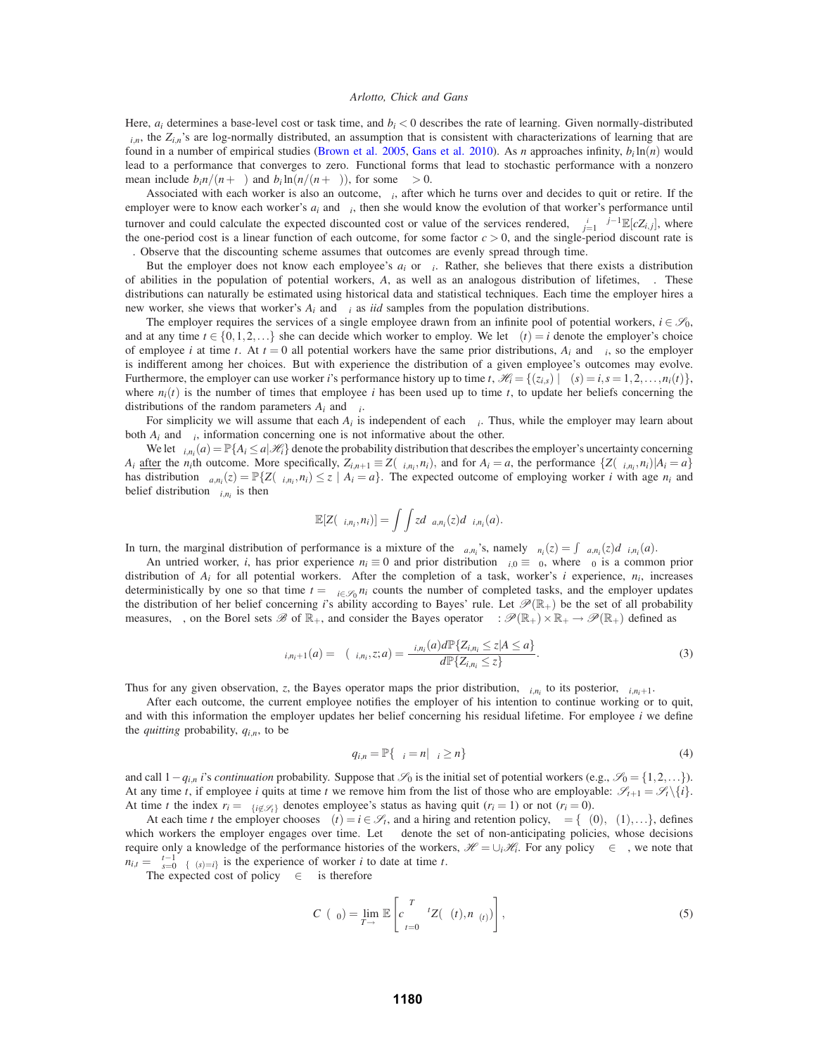Here, $a_i$ determines a base-level cost or task time, and $b_i < 0$ describes the rate of learning. Given normally-distributed $\varepsilon_{i,n}$, the $Z_{i,n}$'s are log-normally distributed, an assumption that is consistent with characterizations of learning that are found in a number of empirical studies (Brown et al. 2005, Gans et al. 2010). As $n$ approaches infinity, $b_i \ln(n)$ would lead to a performance that converges to zero. Functional forms that lead to stochastic performance with a nonzero mean include $b_i n/(n+\gamma)$ and $b_i \ln(n/(n+\gamma))$, for some $\gamma > 0$.

Associated with each worker is also an outcome, $\Lambda_i$, after which he turns over and decides to quit or retire. If the employer were to know each worker's $a_i$ and $\Lambda_i$, then she would know the evolution of that worker's performance until turnover and could calculate the expected discounted cost or value of the services rendered, $\sum_{j=1}^{\Lambda_i} \alpha^{j-1} \mathbb{E}[cZ_{i,j}]$, where the one-period cost is a linear function of each outcome, for some factor $c > 0$, and the single-period discount rate is $\alpha$. Observe that the discounting scheme assumes that outcomes are evenly spread through time.

But the employer does not know each employee's $a_i$ or $\Lambda_i$. Rather, she believes that there exists a distribution of abilities in the population of potential workers, $A$, as well as an analogous distribution of lifetimes, $\Lambda$. These distributions can naturally be estimated using historical data and statistical techniques. Each time the employer hires a new worker, she views that worker's $A_i$ and $\Lambda_i$ as *iid* samples from the population distributions.

The employer requires the services of a single employee drawn from an infinite pool of potential workers, $i \in \mathscr{S}_0$, and at any time $t \in \{0,1,2,\ldots\}$ she can decide which worker to employ. We let $\pi(t) = i$ denote the employer's choice of employee $i$ at time $t$. At $t = 0$ all potential workers have the same prior distributions, $A_i$ and $\Lambda_i$, so the employer is indifferent among her choices. But with experience the distribution of a given employee's outcomes may evolve. Furthermore, the employer can use worker $i$'s performance history up to time $t$, $\mathscr{H}_i = \{(z_{i,s}) \mid \pi(s) = i, s = 1,2,\ldots,n_i(t)\}$, where $n_i(t)$ is the number of times that employee $i$ has been used up to time $t$, to update her beliefs concerning the distributions of the random parameters $A_i$ and $\Lambda_i$.

For simplicity we will assume that each $A_i$ is independent of each $\Lambda_i$. Thus, while the employer may learn about both $A_i$ and $\Lambda_i$, information concerning one is not informative about the other.

We let $\Psi_{i,n_i}(a) = \mathbb{P}\{A_i \le a | \mathscr{H}_i\}$ denote the probability distribution that describes the employer's uncertainty concerning $A_i$ after the $n_i$th outcome. More specifically, $Z_{i,n+1} \equiv Z(\Psi_{i,n_i}, n_i)$, and for $A_i = a$, the performance $\{Z(\Psi_{i,n_i}, n_i) | A_i = a\}$ has distribution $\Phi_{a,n_i}(z) = \mathbb{P}\{Z(\Psi_{i,n_i}, n_i) \le z \mid A_i = a\}$. The expected outcome of employing worker $i$ with age $n_i$ and belief distribution $\Psi_{i,n_i}$ is then

$$\mathbb{E}[Z(\Psi_{i,n_i}, n_i)] = \int \int z d\Phi_{a,n_i}(z) d\Psi_{i,n_i}(a).$$

In turn, the marginal distribution of performance is a mixture of the $\Phi_{a,n_i}$'s, namely $\Phi_{n_i}(z) = \int \Phi_{a,n_i}(z) d\Psi_{i,n_i}(a)$.

An untried worker, $i$, has prior experience $n_i \equiv 0$ and prior distribution $\Psi_{i,0} \equiv \Psi_0$, where $\Psi_0$ is a common prior distribution of $A_i$ for all potential workers. After the completion of a task, worker's $i$ experience, $n_i$, increases deterministically by one so that time $t = \sum_{i \in \mathscr{S}_0} n_i$ counts the number of completed tasks, and the employer updates the distribution of her belief concerning $i$'s ability according to Bayes' rule. Let $\mathscr{P}(\mathbb{R}_+)$ be the set of all probability measures, $\Psi$, on the Borel sets $\mathscr{B}$ of $\mathbb{R}_+$, and consider the Bayes operator $\mathfrak{B} : \mathscr{P}(\mathbb{R}_+) \times \mathbb{R}_+ \to \mathscr{P}(\mathbb{R}_+)$ defined as

$$\Psi_{i,n_i+1}(a) = \mathfrak{B}(\Psi_{i,n_i}, z; a) = \frac{\Psi_{i,n_i}(a) d\mathbb{P}\{Z_{i,n_i} \le z | A \le a\}}{d\mathbb{P}\{Z_{i,n_i} \le z\}}. \tag{3}$$

Thus for any given observation, $z$, the Bayes operator maps the prior distribution, $\Psi_{i,n_i}$ to its posterior, $\Psi_{i,n_i+1}$.

After each outcome, the current employee notifies the employer of his intention to continue working or to quit, and with this information the employer updates her belief concerning his residual lifetime. For employee $i$ we define the *quitting* probability, $q_{i,n}$, to be

$$q_{i,n} = \mathbb{P}\{\Lambda_i = n | \Lambda_i \ge n\} \tag{4}$$

and call $1 - q_{i,n}$ $i$'s *continuation* probability. Suppose that $\mathscr{S}_0$ is the initial set of potential workers (e.g., $\mathscr{S}_0 = \{1,2,\ldots\}$). At any time $t$, if employee $i$ quits at time $t$ we remove him from the list of those who are employable: $\mathscr{S}_{t+1} = \mathscr{S}_t \setminus \{i\}$. At time $t$ the index $r_i = \mathbb{1}_{\{i \notin \mathscr{S}_t\}}$ denotes employee's status as having quit ($r_i = 1$) or not ($r_i = 0$).

At each time $t$ the employer chooses $\pi(t) = i \in \mathscr{S}_t$, and a hiring and retention policy, $\pi = \{\pi(0), \pi(1), \ldots\}$, defines which workers the employer engages over time. Let $\Pi$ denote the set of non-anticipating policies, whose decisions require only a knowledge of the performance histories of the workers, $\mathscr{H} = \cup_i \mathscr{H}_i$. For any policy $\pi \in \Pi$, we note that $n_{i,t} = \sum_{s=0}^{t-1} \mathbb{1}_{\{\pi(s)=i\}}$ is the experience of worker $i$ to date at time $t$.

The expected cost of policy $\pi \in \Pi$ is therefore

$$C^{\pi}(\Psi_0) = \lim_{T \to \infty} \mathbb{E}\left[c \sum_{t=0}^{T} \alpha^t Z(\pi(t), n_{\pi(t)})\right], \tag{5}$$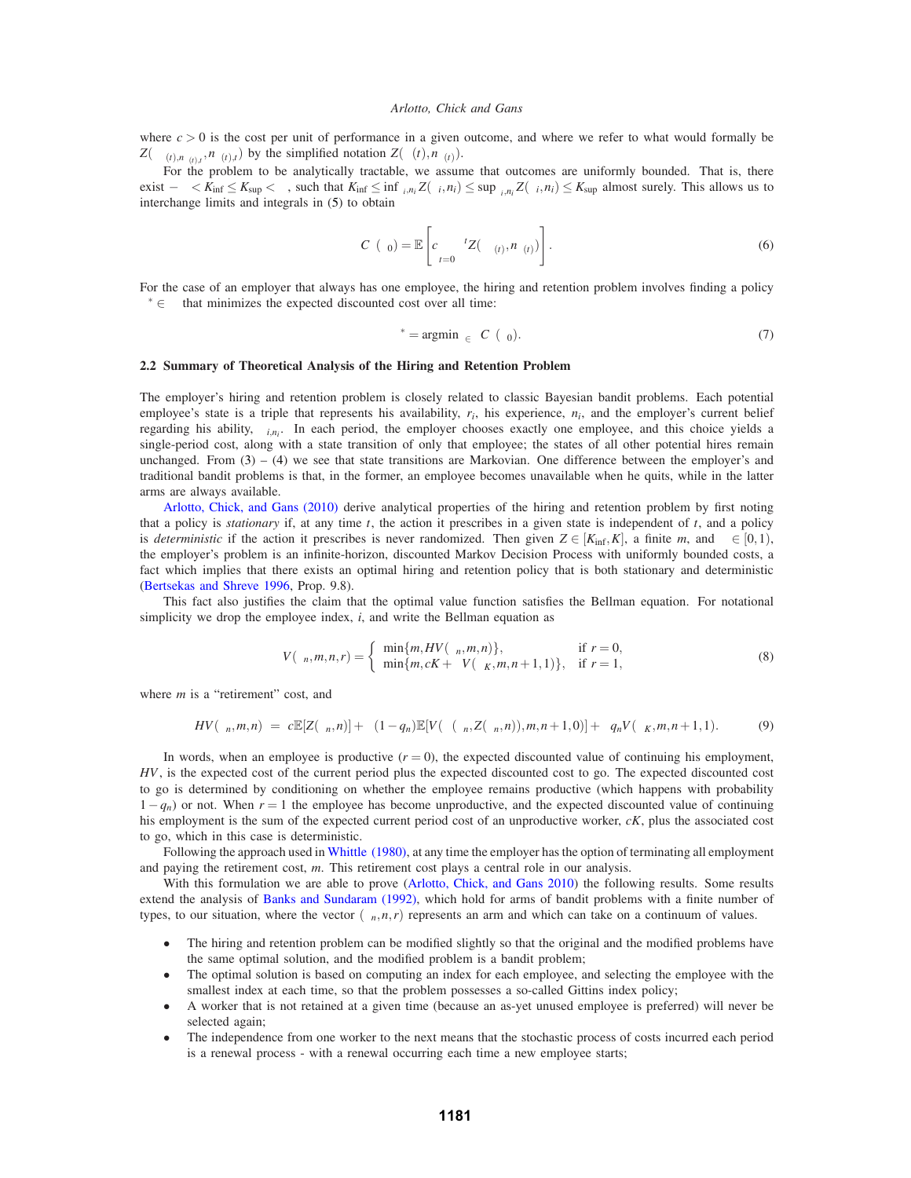where $c > 0$ is the cost per unit of performance in a given outcome, and where we refer to what would formally be $Z(\theta_{\pi(t),n_{\pi(t),t}}, n_{\pi(t),t})$ by the simplified notation $Z(\pi(t), n_{\pi(t)})$.

For the problem to be analytically tractable, we assume that outcomes are uniformly bounded. That is, there exist $-\infty < K_{\inf} \leq K_{\sup} < \infty$, such that $K_{\inf} \leq \inf_{\theta_{i,n_i}} Z(\theta_i, n_i) \leq \sup_{\theta_{i,n_i}} Z(\theta_i, n_i) \leq K_{\sup}$ almost surely. This allows us to interchange limits and integrals in (5) to obtain

$$C^{\pi}(\omega_0) = \mathbb{E}\left[c \sum_{t=0}^{\infty} \gamma^t Z(\pi(t), n_{\pi(t)})\right]. \tag{6}$$

For the case of an employer that always has one employee, the hiring and retention problem involves finding a policy $\pi^* \in \Pi$ that minimizes the expected discounted cost over all time:

$$\pi^* = \operatorname{argmin}_{\pi \in \Pi} C^{\pi}(\omega_0). \tag{7}$$

### 2.2 Summary of Theoretical Analysis of the Hiring and Retention Problem

The employer's hiring and retention problem is closely related to classic Bayesian bandit problems. Each potential employee's state is a triple that represents his availability, $r_i$, his experience, $n_i$, and the employer's current belief regarding his ability, $\omega_{i,n_i}$. In each period, the employer chooses exactly one employee, and this choice yields a single-period cost, along with a state transition of only that employee; the states of all other potential hires remain unchanged. From (3) – (4) we see that state transitions are Markovian. One difference between the employer's and traditional bandit problems is that, in the former, an employee becomes unavailable when he quits, while in the latter arms are always available.

Arlotto, Chick, and Gans (2010) derive analytical properties of the hiring and retention problem by first noting that a policy is *stationary* if, at any time $t$, the action it prescribes in a given state is independent of $t$, and a policy is *deterministic* if the action it prescribes is never randomized. Then given $Z \in [K_{\inf}, K]$, a finite $m$, and $\gamma \in [0,1)$, the employer's problem is an infinite-horizon, discounted Markov Decision Process with uniformly bounded costs, a fact which implies that there exists an optimal hiring and retention policy that is both stationary and deterministic (Bertsekas and Shreve 1996, Prop. 9.8).

This fact also justifies the claim that the optimal value function satisfies the Bellman equation. For notational simplicity we drop the employee index, $i$, and write the Bellman equation as

$$V(\omega_n, m, n, r) = \begin{cases} \min\{m, HV(\omega_n, m, n)\}, & \text{if } r = 0, \\ \min\{m, cK + \gamma V(\omega_K, m, n+1, 1)\}, & \text{if } r = 1, \end{cases} \tag{8}$$

where $m$ is a "retirement" cost, and

$$HV(\omega_n, m, n) \;=\; c\mathbb{E}[Z(\omega_n, n)] + \gamma(1-q_n)\mathbb{E}[V(\mathscr{T}(\omega_n, Z(\omega_n, n)), m, n+1, 0)] + \gamma q_n V(\omega_K, m, n+1, 1). \tag{9}$$

In words, when an employee is productive ($r = 0$), the expected discounted value of continuing his employment, $HV$, is the expected cost of the current period plus the expected discounted cost to go. The expected discounted cost to go is determined by conditioning on whether the employee remains productive (which happens with probability $1 - q_n$) or not. When $r = 1$ the employee has become unproductive, and the expected discounted value of continuing his employment is the sum of the expected current period cost of an unproductive worker, $cK$, plus the associated cost to go, which in this case is deterministic.

Following the approach used in Whittle (1980), at any time the employer has the option of terminating all employment and paying the retirement cost, $m$. This retirement cost plays a central role in our analysis.

With this formulation we are able to prove (Arlotto, Chick, and Gans 2010) the following results. Some results extend the analysis of Banks and Sundaram (1992), which hold for arms of bandit problems with a finite number of types, to our situation, where the vector $(\omega_n, n, r)$ represents an arm and which can take on a continuum of values.

- The hiring and retention problem can be modified slightly so that the original and the modified problems have the same optimal solution, and the modified problem is a bandit problem;
- The optimal solution is based on computing an index for each employee, and selecting the employee with the smallest index at each time, so that the problem possesses a so-called Gittins index policy;
- A worker that is not retained at a given time (because an as-yet unused employee is preferred) will never be selected again;
- The independence from one worker to the next means that the stochastic process of costs incurred each period is a renewal process - with a renewal occurring each time a new employee starts;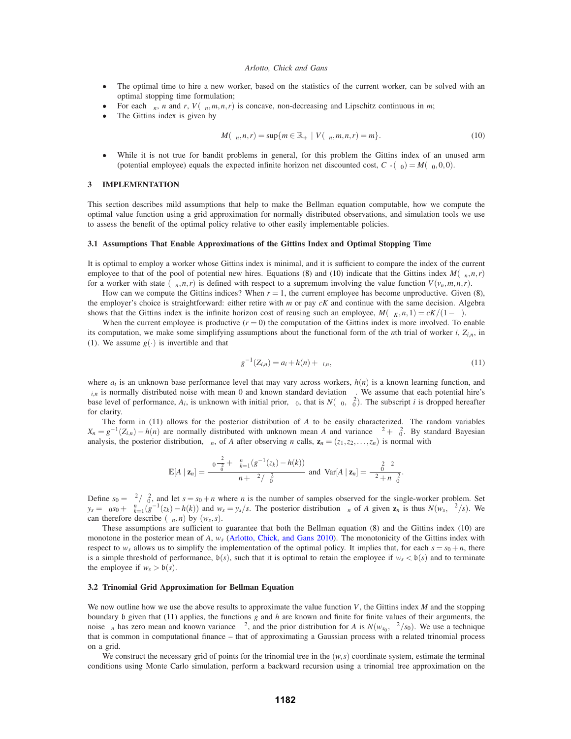- The optimal time to hire a new worker, based on the statistics of the current worker, can be solved with an optimal stopping time formulation;
- For each $\nu_n$, $n$ and $r$, $V(\nu_n, m, n, r)$ is concave, non-decreasing and Lipschitz continuous in $m$;
- The Gittins index is given by

$$M(\nu_n, n, r) = \sup\{m \in \mathbb{R}_+ \mid V(\nu_n, m, n, r) = m\}. \tag{10}$$

- While it is not true for bandit problems in general, for this problem the Gittins index of an unused arm (potential employee) equals the expected infinite horizon net discounted cost, $C_{\pi^*}(\nu_0) = M(\nu_0, 0, 0)$.

## 3 IMPLEMENTATION

This section describes mild assumptions that help to make the Bellman equation computable, how we compute the optimal value function using a grid approximation for normally distributed observations, and simulation tools we use to assess the benefit of the optimal policy relative to other easily implementable policies.

### 3.1 Assumptions That Enable Approximations of the Gittins Index and Optimal Stopping Time

It is optimal to employ a worker whose Gittins index is minimal, and it is sufficient to compare the index of the current employee to that of the pool of potential new hires. Equations (8) and (10) indicate that the Gittins index $M(\nu_n, n, r)$ for a worker with state $(\nu_n, n, r)$ is defined with respect to a supremum involving the value function $V(\nu_n, m, n, r)$.

How can we compute the Gittins indices? When $r = 1$, the current employee has become unproductive. Given (8), the employer's choice is straightforward: either retire with $m$ or pay $cK$ and continue with the same decision. Algebra shows that the Gittins index is the infinite horizon cost of reusing such an employee, $M(\nu_K, n, 1) = cK/(1-\gamma)$.

When the current employee is productive ($r = 0$) the computation of the Gittins index is more involved. To enable its computation, we make some simplifying assumptions about the functional form of the $n$th trial of worker $i$, $Z_{i,n}$, in (1). We assume $g(\cdot)$ is invertible and that

$$g^{-1}(Z_{i,n}) = a_i + h(n) + \varepsilon_{i,n}, \tag{11}$$

where $a_i$ is an unknown base performance level that may vary across workers, $h(n)$ is a known learning function, and $\varepsilon_{i,n}$ is normally distributed noise with mean 0 and known standard deviation $\sigma$. We assume that each potential hire's base level of performance, $A_i$, is unknown with initial prior, $\nu_0$, that is $N(\mu_0, \sigma_0^2)$. The subscript $i$ is dropped hereafter for clarity.

The form in (11) allows for the posterior distribution of $A$ to be easily characterized. The random variables $X_n = g^{-1}(Z_{i,n}) - h(n)$ are normally distributed with unknown mean $A$ and variance $\sigma^2 + \sigma_0^2$. By standard Bayesian analysis, the posterior distribution, $\nu_n$, of $A$ after observing $n$ calls, $\mathbf{z}_n = (z_1, z_2, \ldots, z_n)$ is normal with

$$\mathbb{E}[A \mid \mathbf{z}_n] = \frac{\mu_0 \frac{\sigma^2}{\sigma_0^2} + \sum_{k=1}^{n}(g^{-1}(z_k) - h(k))}{n + \sigma^2/\sigma_0^2} \text{ and } \operatorname{Var}[A \mid \mathbf{z}_n] = \frac{\sigma_0^2 \sigma^2}{\sigma^2 + n\sigma_0^2}.$$

Define $s_0 = \sigma^2/\sigma_0^2$, and let $s = s_0 + n$ where $n$ is the number of samples observed for the single-worker problem. Set $y_s = \mu_0 s_0 + \sum_{k=1}^{n}(g^{-1}(z_k) - h(k))$ and $w_s = y_s/s$. The posterior distribution $\nu_n$ of $A$ given $\mathbf{z}_n$ is thus $N(w_s, \sigma^2/s)$. We can therefore describe $(\nu_n, n)$ by $(w_s, s)$.

These assumptions are sufficient to guarantee that both the Bellman equation (8) and the Gittins index (10) are monotone in the posterior mean of $A$, $w_s$ (Arlotto, Chick, and Gans 2010). The monotonicity of the Gittins index with respect to $w_s$ allows us to simplify the implementation of the optimal policy. It implies that, for each $s = s_0 + n$, there is a simple threshold of performance, $\mathfrak{b}(s)$, such that it is optimal to retain the employee if $w_s < \mathfrak{b}(s)$ and to terminate the employee if $w_s > \mathfrak{b}(s)$.

### 3.2 Trinomial Grid Approximation for Bellman Equation

We now outline how we use the above results to approximate the value function $V$, the Gittins index $M$ and the stopping boundary $\mathfrak{b}$ given that (11) applies, the functions $g$ and $h$ are known and finite for finite values of their arguments, the noise $\varepsilon_n$ has zero mean and known variance $\sigma^2$, and the prior distribution for $A$ is $N(w_{s_0}, \sigma^2/s_0)$. We use a technique that is common in computational finance – that of approximating a Gaussian process with a related trinomial process on a grid.

We construct the necessary grid of points for the trinomial tree in the $(w, s)$ coordinate system, estimate the terminal conditions using Monte Carlo simulation, perform a backward recursion using a trinomial tree approximation on the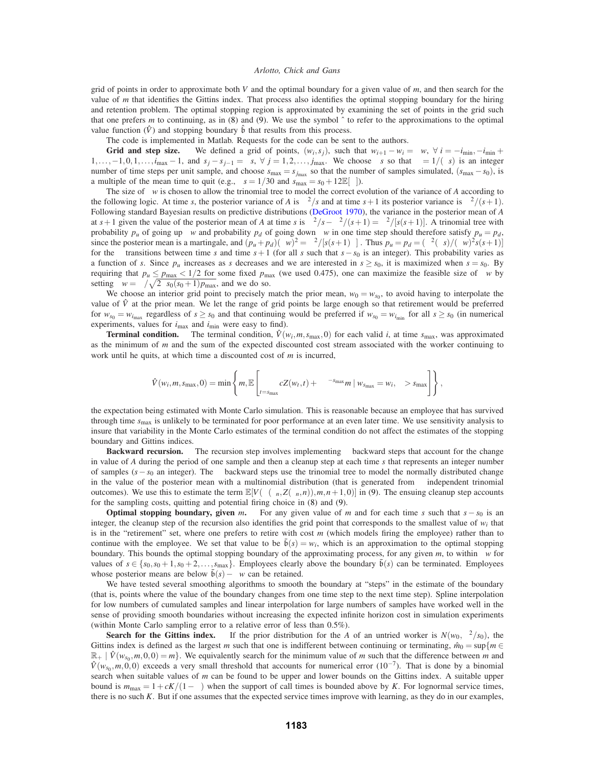grid of points in order to approximate both $V$ and the optimal boundary for a given value of $m$, and then search for the value of $m$ that identifies the Gittins index. That process also identifies the optimal stopping boundary for the hiring and retention problem. The optimal stopping region is approximated by examining the set of points in the grid such that one prefers $m$ to continuing, as in (8) and (9). We use the symbol $\hat{}$ to refer to the approximations to the optimal value function ($\hat{V}$) and stopping boundary $\hat{\mathfrak{b}}$ that results from this process.

The code is implemented in Matlab. Requests for the code can be sent to the authors.

**Grid and step size.** We defined a grid of points, $(w_i, s_j)$, such that $w_{i+1} - w_i = \delta w$, $\forall\ i = -i_{\min}, -i_{\min}+1, \ldots, -1, 0, 1, \ldots, i_{\max}-1$, and $s_j - s_{j-1} = \delta s$, $\forall\ j = 1, 2, \ldots, j_{\max}$. We choose $\delta s$ so that $\kappa = 1/(\delta s)$ is an integer number of time steps per unit sample, and choose $s_{\max} = s_{j_{\max}}$ so that the number of samples simulated, $(s_{\max} - s_0)$, is a multiple of the mean time to quit (e.g., $\delta s = 1/30$ and $s_{\max} = s_0 + 12\mathbb{E}[\tau]$).

The size of $\delta w$ is chosen to allow the trinomial tree to model the correct evolution of the variance of $A$ according to the following logic. At time $s$, the posterior variance of $A$ is $\sigma^2/s$ and at time $s+1$ its posterior variance is $\sigma^2/(s+1)$. Following standard Bayesian results on predictive distributions (DeGroot 1970), the variance in the posterior mean of $A$ at $s+1$ given the value of the posterior mean of $A$ at time $s$ is $\sigma^2/s - \sigma^2/(s+1) = \sigma^2/[s(s+1)]$. A trinomial tree with probability $p_u$ of going up $\delta w$ and probability $p_d$ of going down $\delta w$ in one time step should therefore satisfy $p_u = p_d$, since the posterior mean is a martingale, and $(p_u + p_d)(\delta w)^2 = \sigma^2/[s(s+1)\kappa]$. Thus $p_u = p_d = (\sigma^2(\delta s)/(\delta w)^2 s(s+1)]$ for the $\kappa$ transitions between time $s$ and time $s+1$ (for all $s$ such that $s - s_0$ is an integer). This probability varies as a function of $s$. Since $p_u$ increases as $s$ decreases and we are interested in $s \geq s_0$, it is maximized when $s = s_0$. By requiring that $p_u \leq p_{\max} < 1/2$ for some fixed $p_{\max}$ (we used 0.475), one can maximize the feasible size of $\delta w$ by setting $\delta w = \sigma/\sqrt{2\kappa s_0(s_0+1)p_{\max}}$, and we do so.

We choose an interior grid point to precisely match the prior mean, $w_0 = w_{s_0}$, to avoid having to interpolate the value of $\hat{V}$ at the prior mean. We let the range of grid points be large enough so that retirement would be preferred for $w_{s_0} = w_{i_{\max}}$ regardless of $s \geq s_0$ and that continuing would be preferred if $w_{s_0} = w_{i_{\min}}$ for all $s \geq s_0$ (in numerical experiments, values for $i_{\max}$ and $i_{\min}$ were easy to find).

**Terminal condition.** The terminal condition, $\hat{V}(w_i, m, s_{\max}, 0)$ for each valid $i$, at time $s_{\max}$, was approximated as the minimum of $m$ and the sum of the expected discounted cost stream associated with the worker continuing to work until he quits, at which time a discounted cost of $m$ is incurred,

$$\hat{V}(w_i, m, s_{\max}, 0) = \min\left\{m, \mathbb{E}\left[\sum_{t=s_{\max}}^{\tau} cZ(w_t, t) + \gamma^{\tau - s_{\max}} m \mid w_{s_{\max}} = w_i, \tau > s_{\max}\right]\right\},$$

the expectation being estimated with Monte Carlo simulation. This is reasonable because an employee that has survived through time $s_{\max}$ is unlikely to be terminated for poor performance at an even later time. We use sensitivity analysis to insure that variability in the Monte Carlo estimates of the terminal condition do not affect the estimates of the stopping boundary and Gittins indices.

**Backward recursion.** The recursion step involves implementing $\kappa$ backward steps that account for the change in value of $A$ during the period of one sample and then a cleanup step at each time $s$ that represents an integer number of samples ($s - s_0$ an integer). The $\kappa$ backward steps use the trinomial tree to model the normally distributed change in the value of the posterior mean with a multinomial distribution (that is generated from $\kappa$ independent trinomial outcomes). We use this to estimate the term $\mathbb{E}[V(\mu(\theta_n, Z(\theta_n, n)), m, n+1, 0)]$ in (9). The ensuing cleanup step accounts for the sampling costs, quitting and potential firing choice in (8) and (9).

**Optimal stopping boundary, given $m$.** For any given value of $m$ and for each time $s$ such that $s - s_0$ is an integer, the cleanup step of the recursion also identifies the grid point that corresponds to the smallest value of $w_i$ that is in the "retirement" set, where one prefers to retire with cost $m$ (which models firing the employee) rather than to continue with the employee. We set that value to be $\hat{\mathfrak{b}}(s) = w_i$, which is an approximation to the optimal stopping boundary. This bounds the optimal stopping boundary of the approximating process, for any given $m$, to within $\delta w$ for values of $s \in \{s_0, s_0+1, s_0+2, \ldots, s_{\max}\}$. Employees clearly above the boundary $\hat{\mathfrak{b}}(s)$ can be terminated. Employees whose posterior means are below $\hat{\mathfrak{b}}(s) - \delta w$ can be retained.

We have tested several smoothing algorithms to smooth the boundary at "steps" in the estimate of the boundary (that is, points where the value of the boundary changes from one time step to the next time step). Spline interpolation for low numbers of cumulated samples and linear interpolation for large numbers of samples have worked well in the sense of providing smooth boundaries without increasing the expected infinite horizon cost in simulation experiments (within Monte Carlo sampling error to a relative error of less than 0.5%).

**Search for the Gittins index.** If the prior distribution for the $A$ of an untried worker is $N(w_0, \sigma^2/s_0)$, the Gittins index is defined as the largest $m$ such that one is indifferent between continuing or terminating, $\hat{m}_0 = \sup\{m \in \mathbb{R}_+ \mid \hat{V}(w_{s_0}, m, 0, 0) = m\}$. We equivalently search for the minimum value of $m$ such that the difference between $m$ and $\hat{V}(w_{s_0}, m, 0, 0)$ exceeds a very small threshold that accounts for numerical error ($10^{-7}$). That is done by a binomial search when suitable values of $m$ can be found to be upper and lower bounds on the Gittins index. A suitable upper bound is $m_{\max} = 1 + cK/(1-\gamma)$ when the support of call times is bounded above by $K$. For lognormal service times, there is no such $K$. But if one assumes that the expected service times improve with learning, as they do in our examples,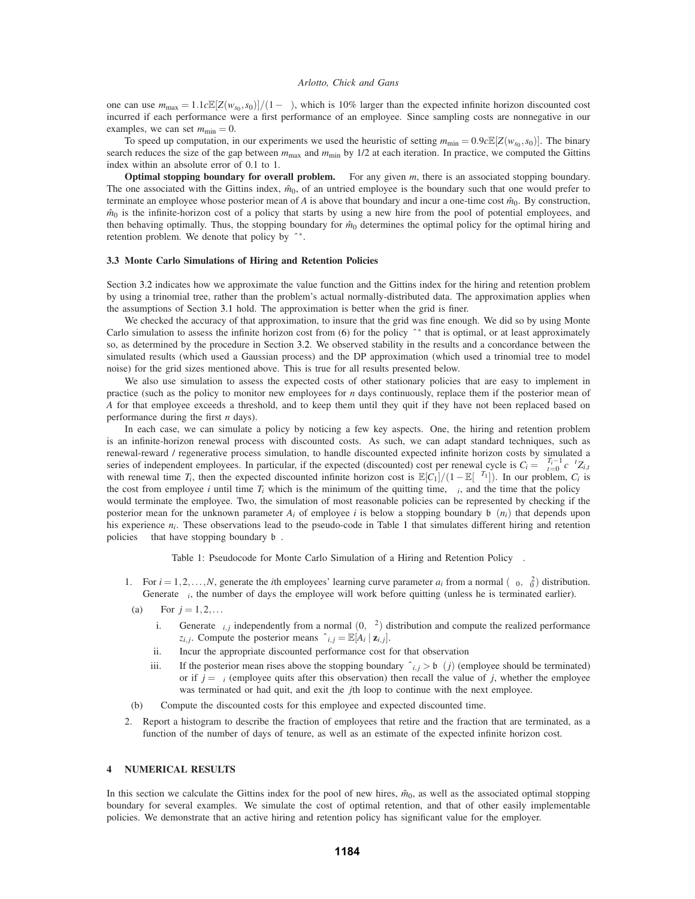one can use $m_{\max} = 1.1c\mathbb{E}[Z(w_{s_0}, s_0)]/(1-\gamma)$, which is 10% larger than the expected infinite horizon discounted cost incurred if each performance were a first performance of an employee. Since sampling costs are nonnegative in our examples, we can set $m_{\min} = 0$.

To speed up computation, in our experiments we used the heuristic of setting $m_{\min} = 0.9c\mathbb{E}[Z(w_{s_0}, s_0)]$. The binary search reduces the size of the gap between $m_{\max}$ and $m_{\min}$ by 1/2 at each iteration. In practice, we computed the Gittins index within an absolute error of 0.1 to 1.

**Optimal stopping boundary for overall problem.** For any given $m$, there is an associated stopping boundary. The one associated with the Gittins index, $\hat{m}_0$, of an untried employee is the boundary such that one would prefer to terminate an employee whose posterior mean of $A$ is above that boundary and incur a one-time cost $\hat{m}_0$. By construction, $\hat{m}_0$ is the infinite-horizon cost of a policy that starts by using a new hire from the pool of potential employees, and then behaving optimally. Thus, the stopping boundary for $\hat{m}_0$ determines the optimal policy for the optimal hiring and retention problem. We denote that policy by $\hat{\pi}^*$.

### 3.3 Monte Carlo Simulations of Hiring and Retention Policies

Section 3.2 indicates how we approximate the value function and the Gittins index for the hiring and retention problem by using a trinomial tree, rather than the problem's actual normally-distributed data. The approximation applies when the assumptions of Section 3.1 hold. The approximation is better when the grid is finer.

We checked the accuracy of that approximation, to insure that the grid was fine enough. We did so by using Monte Carlo simulation to assess the infinite horizon cost from (6) for the policy $\hat{\pi}^*$ that is optimal, or at least approximately so, as determined by the procedure in Section 3.2. We observed stability in the results and a concordance between the simulated results (which used a Gaussian process) and the DP approximation (which used a trinomial tree to model noise) for the grid sizes mentioned above. This is true for all results presented below.

We also use simulation to assess the expected costs of other stationary policies that are easy to implement in practice (such as the policy to monitor new employees for $n$ days continuously, replace them if the posterior mean of $A$ for that employee exceeds a threshold, and to keep them until they quit if they have not been replaced based on performance during the first $n$ days).

In each case, we can simulate a policy by noticing a few key aspects. One, the hiring and retention problem is an infinite-horizon renewal process with discounted costs. As such, we can adapt standard techniques, such as renewal-reward / regenerative process simulation, to handle discounted expected infinite horizon costs by simulated a series of independent employees. In particular, if the expected (discounted) cost per renewal cycle is $C_i = \sum_{t=0}^{T_i-1} c\gamma^t Z_{i,t}$ with renewal time $T_i$, then the expected discounted infinite horizon cost is $\mathbb{E}[C_1]/(1-\mathbb{E}[\gamma^{T_1}])$. In our problem, $C_i$ is the cost from employee $i$ until time $T_i$ which is the minimum of the quitting time, $\tau_i$, and the time that the policy $\pi$ would terminate the employee. Two, the simulation of most reasonable policies can be represented by checking if the posterior mean for the unknown parameter $A_i$ of employee $i$ is below a stopping boundary $\mathfrak{b}_\pi(n_i)$ that depends upon his experience $n_i$. These observations lead to the pseudo-code in Table 1 that simulates different hiring and retention policies $\pi$ that have stopping boundary $\mathfrak{b}_\pi$.

Table 1: Pseudocode for Monte Carlo Simulation of a Hiring and Retention Policy $\pi$.

1. For $i = 1, 2, \ldots, N$, generate the $i$th employees' learning curve parameter $a_i$ from a normal $(\mu_0, \sigma_0^2)$ distribution. Generate $\tau_i$, the number of days the employee will work before quitting (unless he is terminated earlier).
   (a) For $j = 1, 2, \ldots$
      i. Generate $\varepsilon_{i,j}$ independently from a normal $(0, \sigma^2)$ distribution and compute the realized performance $z_{i,j}$. Compute the posterior means $\hat{\mu}_{i,j} = \mathbb{E}[A_i \mid \mathbf{z}_{i,j}]$.
      ii. Incur the appropriate discounted performance cost for that observation
      iii. If the posterior mean rises above the stopping boundary $\hat{\mu}_{i,j} > \mathfrak{b}_\pi(j)$ (employee should be terminated) or if $j = \tau_i$ (employee quits after this observation) then recall the value of $j$, whether the employee was terminated or had quit, and exit the $j$th loop to continue with the next employee.
   (b) Compute the discounted costs for this employee and expected discounted time.
2. Report a histogram to describe the fraction of employees that retire and the fraction that are terminated, as a function of the number of days of tenure, as well as an estimate of the expected infinite horizon cost.

## 4 NUMERICAL RESULTS

In this section we calculate the Gittins index for the pool of new hires, $\hat{m}_0$, as well as the associated optimal stopping boundary for several examples. We simulate the cost of optimal retention, and that of other easily implementable policies. We demonstrate that an active hiring and retention policy has significant value for the employer.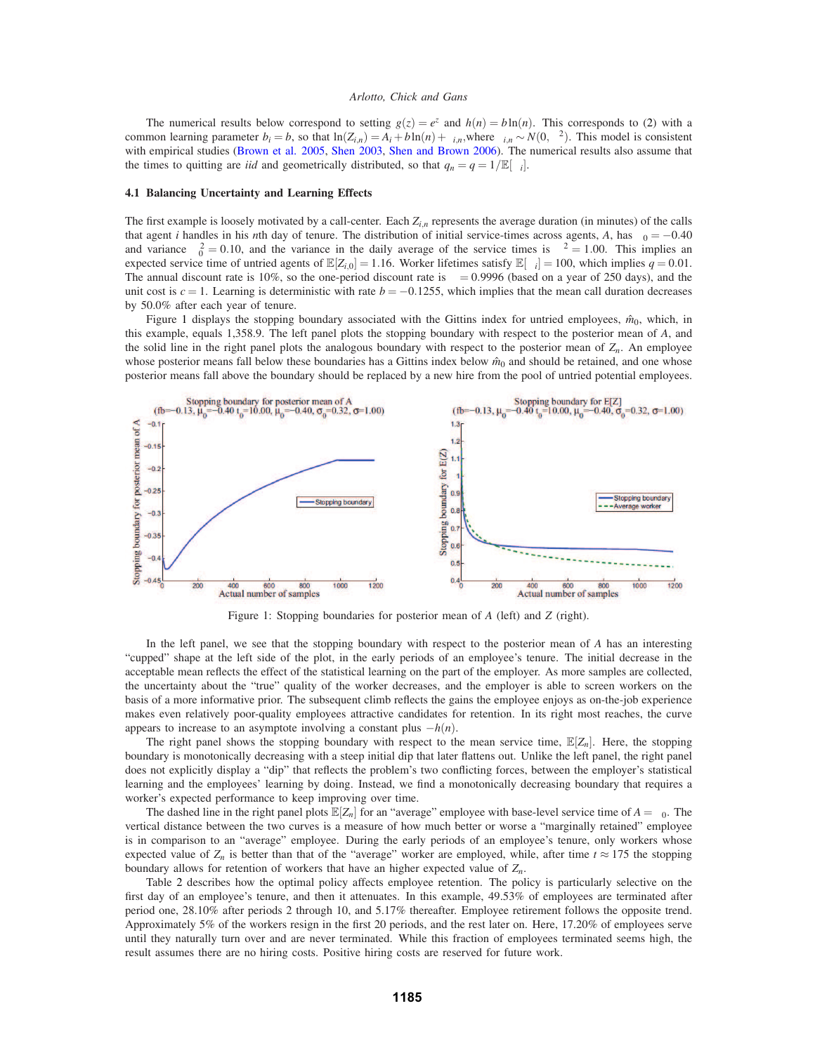The numerical results below correspond to setting $g(z) = e^z$ and $h(n) = b\ln(n)$. This corresponds to (2) with a common learning parameter $b_i = b$, so that $\ln(Z_{i,n}) = A_i + b\ln(n) + \varepsilon_{i,n}$, where $\varepsilon_{i,n} \sim N(0, \sigma^2)$. This model is consistent with empirical studies (Brown et al. 2005, Shen 2003, Shen and Brown 2006). The numerical results also assume that the times to quitting are *iid* and geometrically distributed, so that $q_n = q = 1/\mathbb{E}[\tau_i]$.

### 4.1 Balancing Uncertainty and Learning Effects

The first example is loosely motivated by a call-center. Each $Z_{i,n}$ represents the average duration (in minutes) of the calls that agent $i$ handles in his $n$th day of tenure. The distribution of initial service-times across agents, $A$, has $\mu_0 = -0.40$ and variance $\sigma_0^2 = 0.10$, and the variance in the daily average of the service times is $\sigma^2 = 1.00$. This implies an expected service time of untried agents of $\mathbb{E}[Z_{i,0}] = 1.16$. Worker lifetimes satisfy $\mathbb{E}[\tau_i] = 100$, which implies $q = 0.01$. The annual discount rate is 10%, so the one-period discount rate is $\delta = 0.9996$ (based on a year of 250 days), and the unit cost is $c = 1$. Learning is deterministic with rate $b = -0.1255$, which implies that the mean call duration decreases by 50.0% after each year of tenure.

Figure 1 displays the stopping boundary associated with the Gittins index for untried employees, $\hat{m}_0$, which, in this example, equals 1,358.9. The left panel plots the stopping boundary with respect to the posterior mean of $A$, and the solid line in the right panel plots the analogous boundary with respect to the posterior mean of $Z_n$. An employee whose posterior means fall below these boundaries has a Gittins index below $\hat{m}_0$ and should be retained, and one whose posterior means fall above the boundary should be replaced by a new hire from the pool of untried potential employees.

Figure 1: Stopping boundaries for posterior mean of $A$ (left) and $Z$ (right).

In the left panel, we see that the stopping boundary with respect to the posterior mean of $A$ has an interesting "cupped" shape at the left side of the plot, in the early periods of an employee's tenure. The initial decrease in the acceptable mean reflects the effect of the statistical learning on the part of the employer. As more samples are collected, the uncertainty about the "true" quality of the worker decreases, and the employer is able to screen workers on the basis of a more informative prior. The subsequent climb reflects the gains the employee enjoys as on-the-job experience makes even relatively poor-quality employees attractive candidates for retention. In its right most reaches, the curve appears to increase to an asymptote involving a constant plus $-h(n)$.

The right panel shows the stopping boundary with respect to the mean service time, $\mathbb{E}[Z_n]$. Here, the stopping boundary is monotonically decreasing with a steep initial dip that later flattens out. Unlike the left panel, the right panel does not explicitly display a "dip" that reflects the problem's two conflicting forces, between the employer's statistical learning and the employees' learning by doing. Instead, we find a monotonically decreasing boundary that requires a worker's expected performance to keep improving over time.

The dashed line in the right panel plots $\mathbb{E}[Z_n]$ for an "average" employee with base-level service time of $A = \mu_0$. The vertical distance between the two curves is a measure of how much better or worse a "marginally retained" employee is in comparison to an "average" employee. During the early periods of an employee's tenure, only workers whose expected value of $Z_n$ is better than that of the "average" worker are employed, while, after time $t \approx 175$ the stopping boundary allows for retention of workers that have an higher expected value of $Z_n$.

Table 2 describes how the optimal policy affects employee retention. The policy is particularly selective on the first day of an employee's tenure, and then it attenuates. In this example, 49.53% of employees are terminated after period one, 28.10% after periods 2 through 10, and 5.17% thereafter. Employee retirement follows the opposite trend. Approximately 5% of the workers resign in the first 20 periods, and the rest later on. Here, 17.20% of employees serve until they naturally turn over and are never terminated. While this fraction of employees terminated seems high, the result assumes there are no hiring costs. Positive hiring costs are reserved for future work.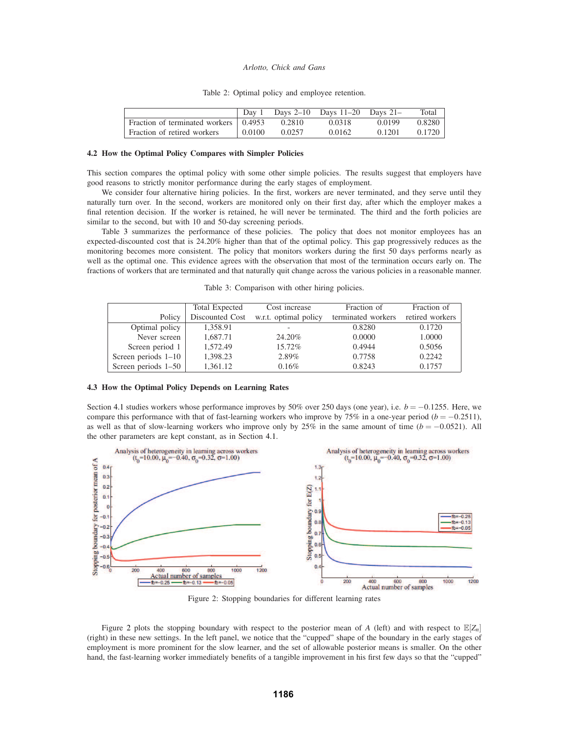Table 2: Optimal policy and employee retention.

| | Day 1 | Days 2–10 | Days 11–20 | Days 21– | Total |
|---|---|---|---|---|---|
| Fraction of terminated workers | 0.4953 | 0.2810 | 0.0318 | 0.0199 | 0.8280 |
| Fraction of retired workers | 0.0100 | 0.0257 | 0.0162 | 0.1201 | 0.1720 |

### 4.2 How the Optimal Policy Compares with Simpler Policies

This section compares the optimal policy with some other simple policies. The results suggest that employers have good reasons to strictly monitor performance during the early stages of employment.

We consider four alternative hiring policies. In the first, workers are never terminated, and they serve until they naturally turn over. In the second, workers are monitored only on their first day, after which the employer makes a final retention decision. If the worker is retained, he will never be terminated. The third and the forth policies are similar to the second, but with 10 and 50-day screening periods.

Table 3 summarizes the performance of these policies. The policy that does not monitor employees has an expected-discounted cost that is 24.20% higher than that of the optimal policy. This gap progressively reduces as the monitoring becomes more consistent. The policy that monitors workers during the first 50 days performs nearly as well as the optimal one. This evidence agrees with the observation that most of the termination occurs early on. The fractions of workers that are terminated and that naturally quit change across the various policies in a reasonable manner.

Table 3: Comparison with other hiring policies.

| Policy | Total Expected Discounted Cost | Cost increase w.r.t. optimal policy | Fraction of terminated workers | Fraction of retired workers |
|---|---|---|---|---|
| Optimal policy | 1,358.91 | - | 0.8280 | 0.1720 |
| Never screen | 1,687.71 | 24.20% | 0.0000 | 1.0000 |
| Screen period 1 | 1,572.49 | 15.72% | 0.4944 | 0.5056 |
| Screen periods 1–10 | 1,398.23 | 2.89% | 0.7758 | 0.2242 |
| Screen periods 1–50 | 1,361.12 | 0.16% | 0.8243 | 0.1757 |

### 4.3 How the Optimal Policy Depends on Learning Rates

Section 4.1 studies workers whose performance improves by 50% over 250 days (one year), i.e. $b = -0.1255$. Here, we compare this performance with that of fast-learning workers who improve by 75% in a one-year period ($b = -0.2511$), as well as that of slow-learning workers who improve only by 25% in the same amount of time ($b = -0.0521$). All the other parameters are kept constant, as in Section 4.1.

Figure 2: Stopping boundaries for different learning rates

Figure 2 plots the stopping boundary with respect to the posterior mean of $A$ (left) and with respect to $\mathbb{E}[Z_n]$ (right) in these new settings. In the left panel, we notice that the "cupped" shape of the boundary in the early stages of employment is more prominent for the slow learner, and the set of allowable posterior means is smaller. On the other hand, the fast-learning worker immediately benefits of a tangible improvement in his first few days so that the "cupped"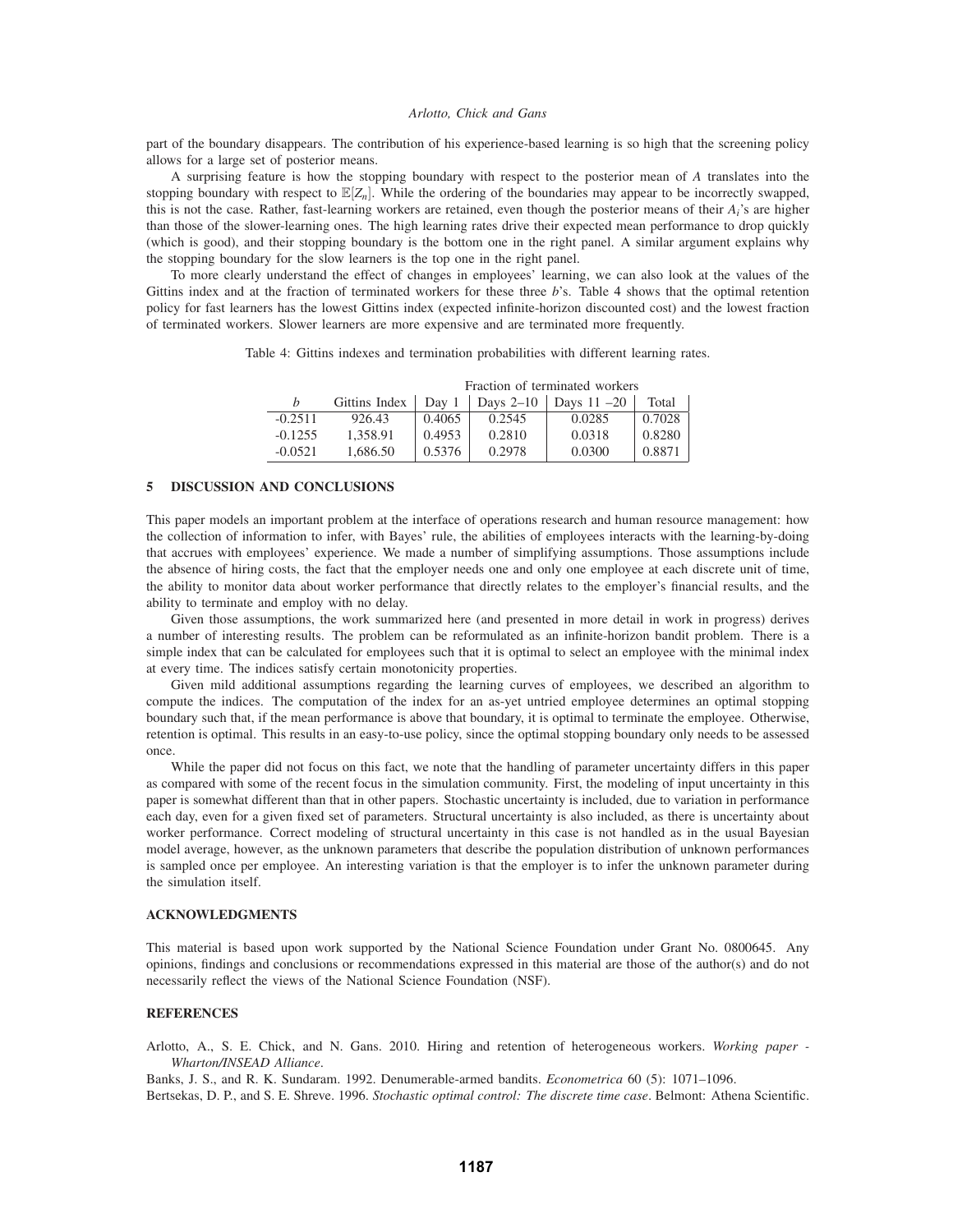part of the boundary disappears. The contribution of his experience-based learning is so high that the screening policy allows for a large set of posterior means.

A surprising feature is how the stopping boundary with respect to the posterior mean of $A$ translates into the stopping boundary with respect to $\mathbb{E}[Z_n]$. While the ordering of the boundaries may appear to be incorrectly swapped, this is not the case. Rather, fast-learning workers are retained, even though the posterior means of their $A_i$'s are higher than those of the slower-learning ones. The high learning rates drive their expected mean performance to drop quickly (which is good), and their stopping boundary is the bottom one in the right panel. A similar argument explains why the stopping boundary for the slow learners is the top one in the right panel.

To more clearly understand the effect of changes in employees' learning, we can also look at the values of the Gittins index and at the fraction of terminated workers for these three $b$'s. Table 4 shows that the optimal retention policy for fast learners has the lowest Gittins index (expected infinite-horizon discounted cost) and the lowest fraction of terminated workers. Slower learners are more expensive and are terminated more frequently.

Table 4: Gittins indexes and termination probabilities with different learning rates.

| | | Fraction of terminated workers | | | |
|---|---|---|---|---|---|
| $b$ | Gittins Index | Day 1 | Days 2–10 | Days 11 –20 | Total |
| -0.2511 | 926.43 | 0.4065 | 0.2545 | 0.0285 | 0.7028 |
| -0.1255 | 1,358.91 | 0.4953 | 0.2810 | 0.0318 | 0.8280 |
| -0.0521 | 1,686.50 | 0.5376 | 0.2978 | 0.0300 | 0.8871 |

## 5 DISCUSSION AND CONCLUSIONS

This paper models an important problem at the interface of operations research and human resource management: how the collection of information to infer, with Bayes' rule, the abilities of employees interacts with the learning-by-doing that accrues with employees' experience. We made a number of simplifying assumptions. Those assumptions include the absence of hiring costs, the fact that the employer needs one and only one employee at each discrete unit of time, the ability to monitor data about worker performance that directly relates to the employer's financial results, and the ability to terminate and employ with no delay.

Given those assumptions, the work summarized here (and presented in more detail in work in progress) derives a number of interesting results. The problem can be reformulated as an infinite-horizon bandit problem. There is a simple index that can be calculated for employees such that it is optimal to select an employee with the minimal index at every time. The indices satisfy certain monotonicity properties.

Given mild additional assumptions regarding the learning curves of employees, we described an algorithm to compute the indices. The computation of the index for an as-yet untried employee determines an optimal stopping boundary such that, if the mean performance is above that boundary, it is optimal to terminate the employee. Otherwise, retention is optimal. This results in an easy-to-use policy, since the optimal stopping boundary only needs to be assessed once.

While the paper did not focus on this fact, we note that the handling of parameter uncertainty differs in this paper as compared with some of the recent focus in the simulation community. First, the modeling of input uncertainty in this paper is somewhat different than that in other papers. Stochastic uncertainty is included, due to variation in performance each day, even for a given fixed set of parameters. Structural uncertainty is also included, as there is uncertainty about worker performance. Correct modeling of structural uncertainty in this case is not handled as in the usual Bayesian model average, however, as the unknown parameters that describe the population distribution of unknown performances is sampled once per employee. An interesting variation is that the employer is to infer the unknown parameter during the simulation itself.

## ACKNOWLEDGMENTS

This material is based upon work supported by the National Science Foundation under Grant No. 0800645. Any opinions, findings and conclusions or recommendations expressed in this material are those of the author(s) and do not necessarily reflect the views of the National Science Foundation (NSF).

## REFERENCES

Arlotto, A., S. E. Chick, and N. Gans. 2010. Hiring and retention of heterogeneous workers. *Working paper - Wharton/INSEAD Alliance*.

Banks, J. S., and R. K. Sundaram. 1992. Denumerable-armed bandits. *Econometrica* 60 (5): 1071–1096.

Bertsekas, D. P., and S. E. Shreve. 1996. *Stochastic optimal control: The discrete time case*. Belmont: Athena Scientific.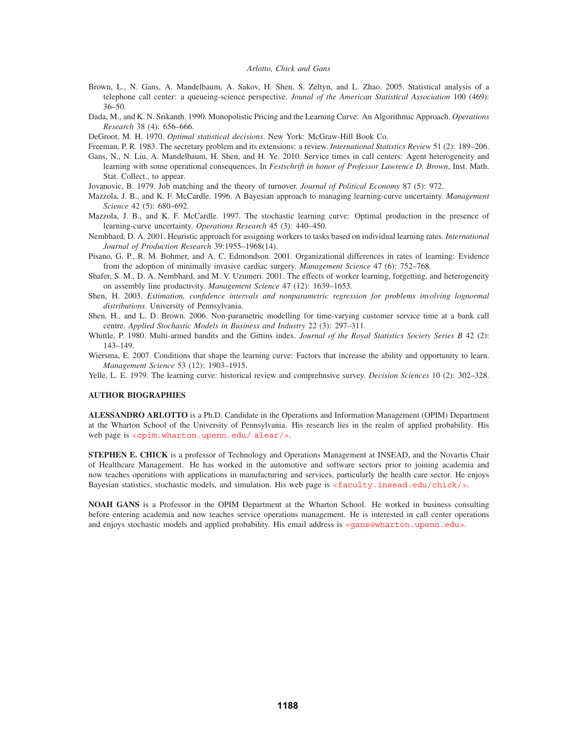Brown, L., N. Gans, A. Mandelbaum, A. Sakov, H. Shen, S. Zeltyn, and L. Zhao. 2005. Statistical analysis of a telephone call center: a queueing-science perspective. *Journal of the American Statistical Association* 100 (469): 36–50.

Dada, M., and K. N. Srikanth. 1990. Monopolistic Pricing and the Learning Curve: An Algorithmic Approach. *Operations Research* 38 (4): 656–666.

DeGroot, M. H. 1970. *Optimal statistical decisions*. New York: McGraw-Hill Book Co.

Freeman, P. R. 1983. The secretary problem and its extensions: a review. *International Statistics Review* 51 (2): 189–206.

Gans, N., N. Liu, A. Mandelbaum, H. Shen, and H. Ye. 2010. Service times in call centers: Agent heterogeneity and learning with some operational consequences. In *Festschrift in honor of Professor Lawrence D. Brown*, Inst. Math. Stat. Collect., to appear.

Jovanovic, B. 1979. Job matching and the theory of turnover. *Journal of Political Economy* 87 (5): 972.

Mazzola, J. B., and K. F. McCardle. 1996. A Bayesian approach to managing learning-curve uncertainty. *Management Science* 42 (5): 680–692.

Mazzola, J. B., and K. F. McCardle. 1997. The stochastic learning curve: Optimal production in the presence of learning-curve uncertainty. *Operations Research* 45 (3): 440–450.

Nembhard, D. A. 2001. Heuristic approach for assigning workers to tasks based on individual learning rates. *International Journal of Production Research* 39:1955–1968(14).

Pisano, G. P., R. M. Bohmer, and A. C. Edmondson. 2001. Organizational differences in rates of learning: Evidence from the adoption of minimally invasive cardiac surgery. *Management Science* 47 (6): 752–768.

Shafer, S. M., D. A. Nembhard, and M. V. Uzumeri. 2001. The effects of worker learning, forgetting, and heterogeneity on assembly line productivity. *Management Science* 47 (12): 1639–1653.

Shen, H. 2003. *Estimation, confidence intervals and nonparametric regression for problems involving lognormal distributions*. University of Pennsylvania.

Shen, H., and L. D. Brown. 2006. Non-parametric modelling for time-varying customer service time at a bank call centre. *Applied Stochastic Models in Business and Industry* 22 (3): 297–311.

Whittle, P. 1980. Multi-armed bandits and the Gittins index. *Journal of the Royal Statistics Society Series B* 42 (2): 143–149.

Wiersma, E. 2007. Conditions that shape the learning curve: Factors that increase the ability and opportunity to learn. *Management Science* 53 (12): 1903–1915.

Yelle, L. E. 1979. The learning curve: historical review and comprehnsive survey. *Decision Sciences* 10 (2): 302–328.

## AUTHOR BIOGRAPHIES

**ALESSANDRO ARLOTTO** is a Ph.D. Candidate in the Operations and Information Management (OPIM) Department at the Wharton School of the University of Pennsylvania. His research lies in the realm of applied probability. His web page is <opim.wharton.upenn.edu/ alear/>.

**STEPHEN E. CHICK** is a professor of Technology and Operations Management at INSEAD, and the Novartis Chair of Healthcare Management. He has worked in the automotive and software sectors prior to joining academia and now teaches operations with applications in manufacturing and services, particularly the health care sector. He enjoys Bayesian statistics, stochastic models, and simulation. His web page is <faculty.insead.edu/chick/>.

**NOAH GANS** is a Professor in the OPIM Department at the Wharton School. He worked in business consulting before entering academia and now teaches service operations management. He is interested in call center operations and enjoys stochastic models and applied probability. His email address is <gans@wharton.upenn.edu>.